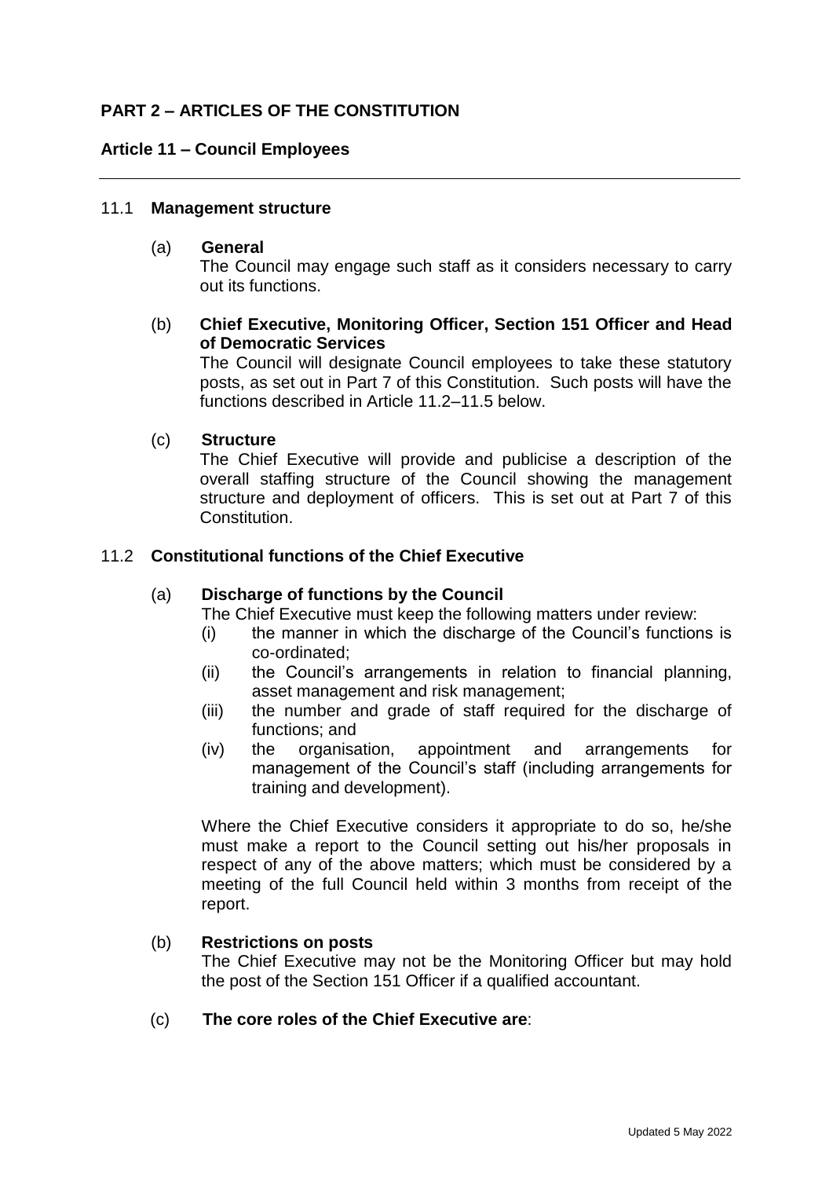## PART 2 – ARTICLES OF THE CONSTITUTION

### Article 11 – Council Employees

---

11.1 **Management structure**

(a) **General**

The Council may engage such staff as it considers necessary to carry out its functions.

(b) **Chief Executive, Monitoring Officer, Section 151 Officer and Head of Democratic Services**

The Council will designate Council employees to take these statutory posts, as set out in Part 7 of this Constitution. Such posts will have the functions described in Article 11.2–11.5 below.

(c) **Structure**

The Chief Executive will provide and publicise a description of the overall staffing structure of the Council showing the management structure and deployment of officers. This is set out at Part 7 of this Constitution.

11.2 **Constitutional functions of the Chief Executive**

(a) **Discharge of functions by the Council**

The Chief Executive must keep the following matters under review:

(i) the manner in which the discharge of the Council's functions is co-ordinated;

(ii) the Council's arrangements in relation to financial planning, asset management and risk management;

(iii) the number and grade of staff required for the discharge of functions; and

(iv) the organisation, appointment and arrangements for management of the Council's staff (including arrangements for training and development).

Where the Chief Executive considers it appropriate to do so, he/she must make a report to the Council setting out his/her proposals in respect of any of the above matters; which must be considered by a meeting of the full Council held within 3 months from receipt of the report.

(b) **Restrictions on posts**

The Chief Executive may not be the Monitoring Officer but may hold the post of the Section 151 Officer if a qualified accountant.

(c) **The core roles of the Chief Executive are**: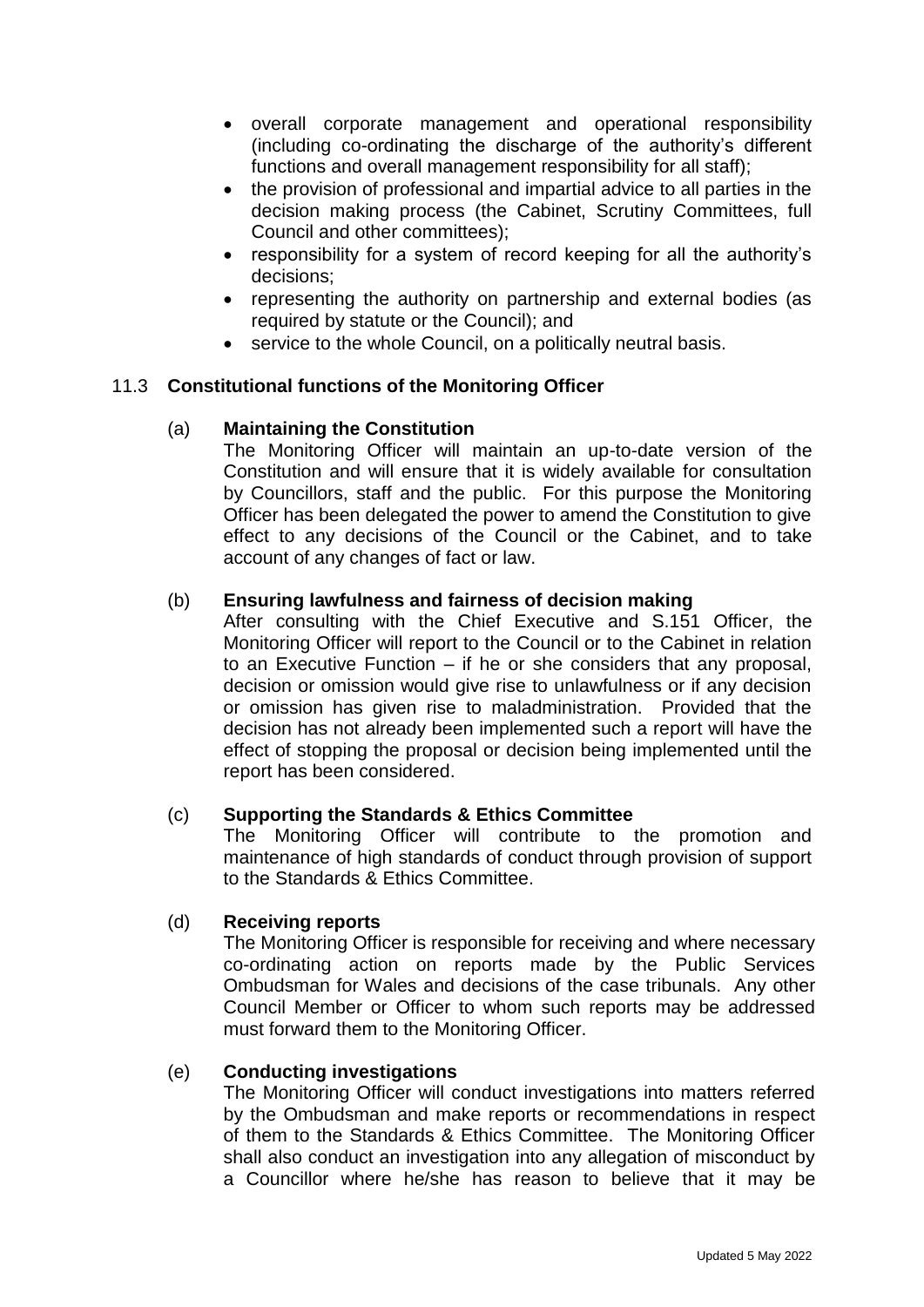- overall corporate management and operational responsibility (including co-ordinating the discharge of the authority's different functions and overall management responsibility for all staff);
- the provision of professional and impartial advice to all parties in the decision making process (the Cabinet, Scrutiny Committees, full Council and other committees);
- responsibility for a system of record keeping for all the authority's decisions;
- representing the authority on partnership and external bodies (as required by statute or the Council); and
- service to the whole Council, on a politically neutral basis.

## 11.3 Constitutional functions of the Monitoring Officer

### (a) Maintaining the Constitution

The Monitoring Officer will maintain an up-to-date version of the Constitution and will ensure that it is widely available for consultation by Councillors, staff and the public. For this purpose the Monitoring Officer has been delegated the power to amend the Constitution to give effect to any decisions of the Council or the Cabinet, and to take account of any changes of fact or law.

### (b) Ensuring lawfulness and fairness of decision making

After consulting with the Chief Executive and S.151 Officer, the Monitoring Officer will report to the Council or to the Cabinet in relation to an Executive Function – if he or she considers that any proposal, decision or omission would give rise to unlawfulness or if any decision or omission has given rise to maladministration. Provided that the decision has not already been implemented such a report will have the effect of stopping the proposal or decision being implemented until the report has been considered.

### (c) Supporting the Standards & Ethics Committee

The Monitoring Officer will contribute to the promotion and maintenance of high standards of conduct through provision of support to the Standards & Ethics Committee.

### (d) Receiving reports

The Monitoring Officer is responsible for receiving and where necessary co-ordinating action on reports made by the Public Services Ombudsman for Wales and decisions of the case tribunals. Any other Council Member or Officer to whom such reports may be addressed must forward them to the Monitoring Officer.

### (e) Conducting investigations

The Monitoring Officer will conduct investigations into matters referred by the Ombudsman and make reports or recommendations in respect of them to the Standards & Ethics Committee. The Monitoring Officer shall also conduct an investigation into any allegation of misconduct by a Councillor where he/she has reason to believe that it may be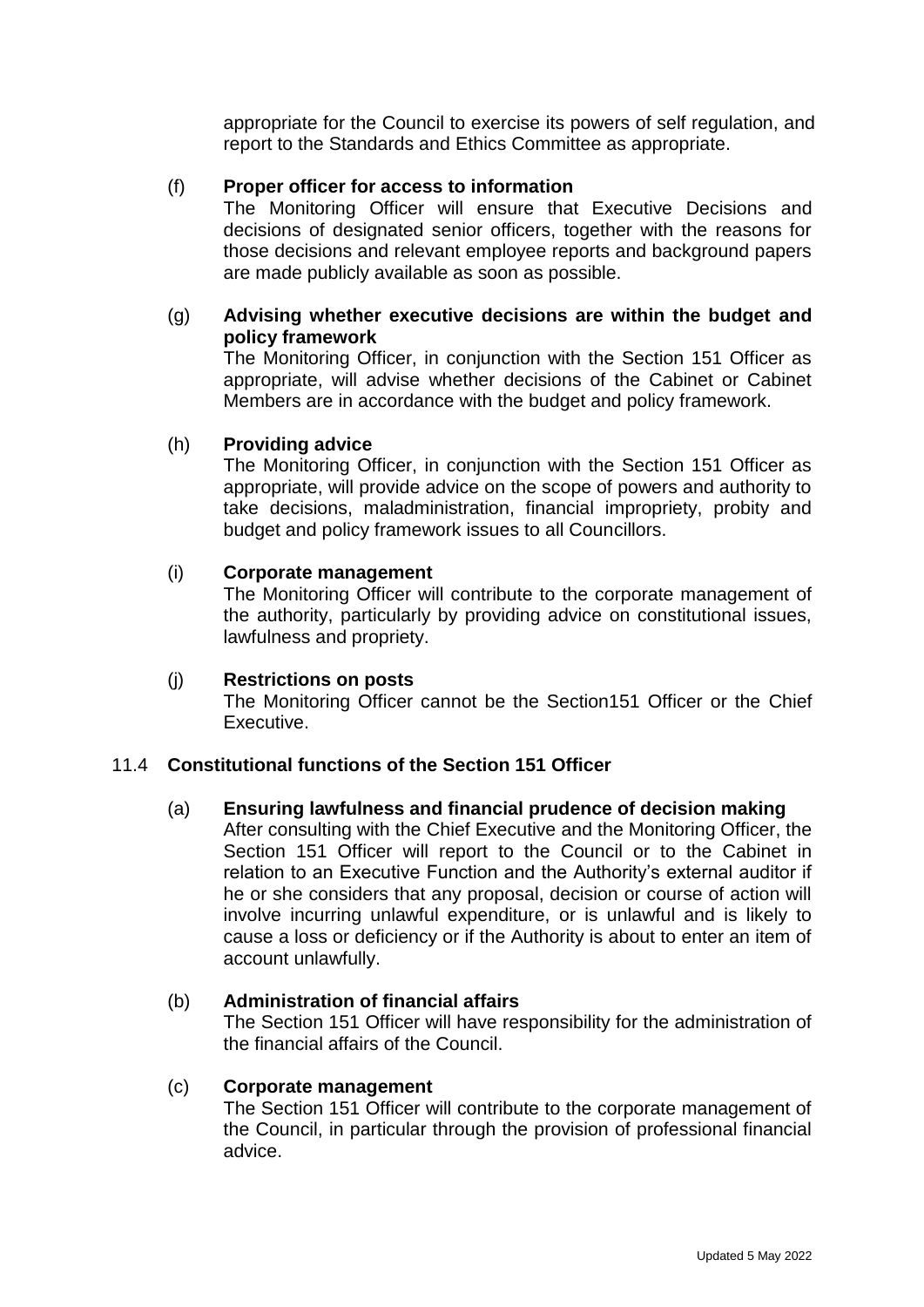appropriate for the Council to exercise its powers of self regulation, and report to the Standards and Ethics Committee as appropriate.

(f) **Proper officer for access to information**
The Monitoring Officer will ensure that Executive Decisions and decisions of designated senior officers, together with the reasons for those decisions and relevant employee reports and background papers are made publicly available as soon as possible.

(g) **Advising whether executive decisions are within the budget and policy framework**
The Monitoring Officer, in conjunction with the Section 151 Officer as appropriate, will advise whether decisions of the Cabinet or Cabinet Members are in accordance with the budget and policy framework.

(h) **Providing advice**
The Monitoring Officer, in conjunction with the Section 151 Officer as appropriate, will provide advice on the scope of powers and authority to take decisions, maladministration, financial impropriety, probity and budget and policy framework issues to all Councillors.

(i) **Corporate management**
The Monitoring Officer will contribute to the corporate management of the authority, particularly by providing advice on constitutional issues, lawfulness and propriety.

(j) **Restrictions on posts**
The Monitoring Officer cannot be the Section151 Officer or the Chief Executive.

## 11.4 **Constitutional functions of the Section 151 Officer**

(a) **Ensuring lawfulness and financial prudence of decision making**
After consulting with the Chief Executive and the Monitoring Officer, the Section 151 Officer will report to the Council or to the Cabinet in relation to an Executive Function and the Authority's external auditor if he or she considers that any proposal, decision or course of action will involve incurring unlawful expenditure, or is unlawful and is likely to cause a loss or deficiency or if the Authority is about to enter an item of account unlawfully.

(b) **Administration of financial affairs**
The Section 151 Officer will have responsibility for the administration of the financial affairs of the Council.

(c) **Corporate management**
The Section 151 Officer will contribute to the corporate management of the Council, in particular through the provision of professional financial advice.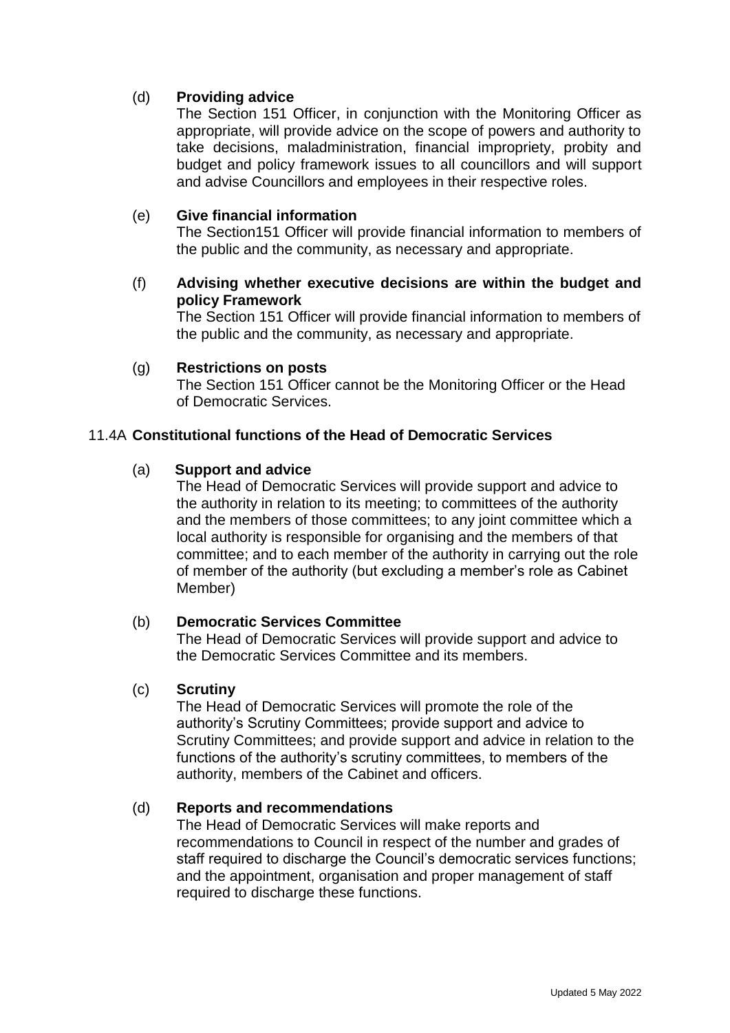(d) **Providing advice**

The Section 151 Officer, in conjunction with the Monitoring Officer as appropriate, will provide advice on the scope of powers and authority to take decisions, maladministration, financial impropriety, probity and budget and policy framework issues to all councillors and will support and advise Councillors and employees in their respective roles.

(e) **Give financial information**

The Section151 Officer will provide financial information to members of the public and the community, as necessary and appropriate.

(f) **Advising whether executive decisions are within the budget and policy Framework**

The Section 151 Officer will provide financial information to members of the public and the community, as necessary and appropriate.

(g) **Restrictions on posts**

The Section 151 Officer cannot be the Monitoring Officer or the Head of Democratic Services.

### 11.4A **Constitutional functions of the Head of Democratic Services**

(a) **Support and advice**

The Head of Democratic Services will provide support and advice to the authority in relation to its meeting; to committees of the authority and the members of those committees; to any joint committee which a local authority is responsible for organising and the members of that committee; and to each member of the authority in carrying out the role of member of the authority (but excluding a member's role as Cabinet Member)

(b) **Democratic Services Committee**

The Head of Democratic Services will provide support and advice to the Democratic Services Committee and its members.

(c) **Scrutiny**

The Head of Democratic Services will promote the role of the authority's Scrutiny Committees; provide support and advice to Scrutiny Committees; and provide support and advice in relation to the functions of the authority's scrutiny committees, to members of the authority, members of the Cabinet and officers.

(d) **Reports and recommendations**

The Head of Democratic Services will make reports and recommendations to Council in respect of the number and grades of staff required to discharge the Council's democratic services functions; and the appointment, organisation and proper management of staff required to discharge these functions.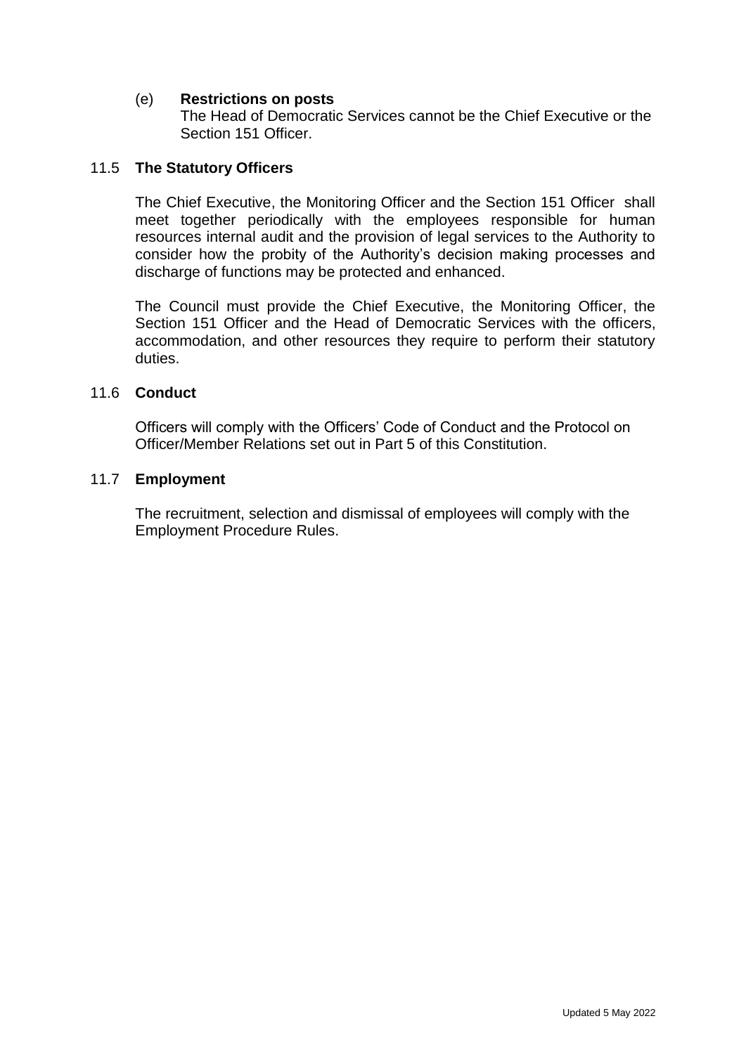(e) **Restrictions on posts**
The Head of Democratic Services cannot be the Chief Executive or the Section 151 Officer.

### 11.5 **The Statutory Officers**

The Chief Executive, the Monitoring Officer and the Section 151 Officer shall meet together periodically with the employees responsible for human resources internal audit and the provision of legal services to the Authority to consider how the probity of the Authority's decision making processes and discharge of functions may be protected and enhanced.

The Council must provide the Chief Executive, the Monitoring Officer, the Section 151 Officer and the Head of Democratic Services with the officers, accommodation, and other resources they require to perform their statutory duties.

### 11.6 **Conduct**

Officers will comply with the Officers' Code of Conduct and the Protocol on Officer/Member Relations set out in Part 5 of this Constitution.

### 11.7 **Employment**

The recruitment, selection and dismissal of employees will comply with the Employment Procedure Rules.

Updated 5 May 2022